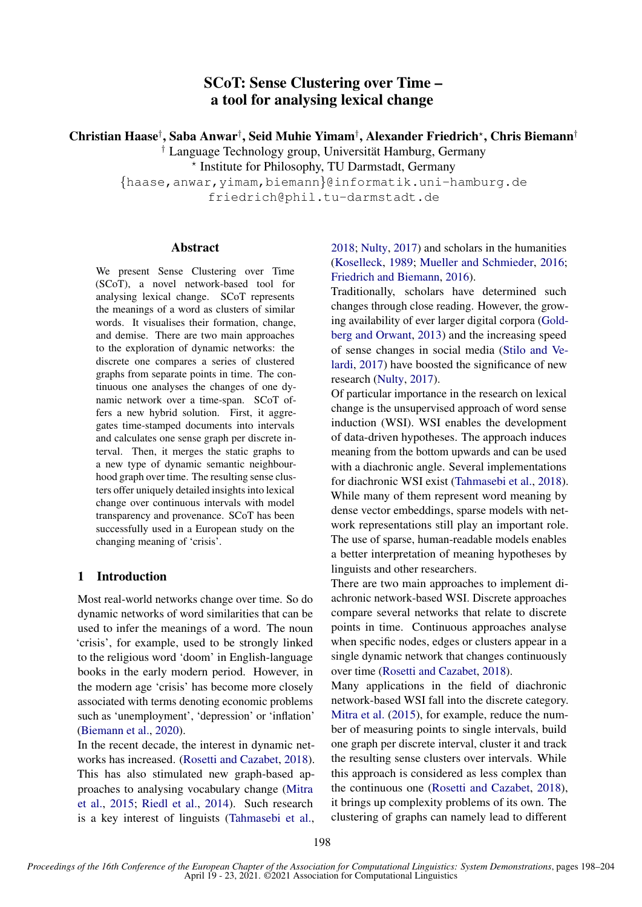# SCoT: Sense Clustering over Time – a tool for analysing lexical change

**Christian Haase[†], Saba Anwar[†], Seid Muhie Yimam[†], Alexander Friedrich[⋆], Chris Biemann[†]**

[†] Language Technology group, Universität Hamburg, Germany

[⋆] Institute for Philosophy, TU Darmstadt, Germany

{haase,anwar,yimam,biemann}@informatik.uni-hamburg.de

friedrich@phil.tu-darmstadt.de

## Abstract

We present Sense Clustering over Time (SCoT), a novel network-based tool for analysing lexical change. SCoT represents the meanings of a word as clusters of similar words. It visualises their formation, change, and demise. There are two main approaches to the exploration of dynamic networks: the discrete one compares a series of clustered graphs from separate points in time. The continuous one analyses the changes of one dynamic network over a time-span. SCoT offers a new hybrid solution. First, it aggregates time-stamped documents into intervals and calculates one sense graph per discrete interval. Then, it merges the static graphs to a new type of dynamic semantic neighbourhood graph over time. The resulting sense clusters offer uniquely detailed insights into lexical change over continuous intervals with model transparency and provenance. SCoT has been successfully used in a European study on the changing meaning of 'crisis'.

## 1 Introduction

Most real-world networks change over time. So do dynamic networks of word similarities that can be used to infer the meanings of a word. The noun 'crisis', for example, used to be strongly linked to the religious word 'doom' in English-language books in the early modern period. However, in the modern age 'crisis' has become more closely associated with terms denoting economic problems such as 'unemployment', 'depression' or 'inflation' (Biemann et al., 2020).

In the recent decade, the interest in dynamic networks has increased. (Rosetti and Cazabet, 2018). This has also stimulated new graph-based approaches to analysing vocabulary change (Mitra et al., 2015; Riedl et al., 2014). Such research is a key interest of linguists (Tahmasebi et al., 2018; Nulty, 2017) and scholars in the humanities (Koselleck, 1989; Mueller and Schmieder, 2016; Friedrich and Biemann, 2016).

Traditionally, scholars have determined such changes through close reading. However, the growing availability of ever larger digital corpora (Goldberg and Orwant, 2013) and the increasing speed of sense changes in social media (Stilo and Velardi, 2017) have boosted the significance of new research (Nulty, 2017).

Of particular importance in the research on lexical change is the unsupervised approach of word sense induction (WSI). WSI enables the development of data-driven hypotheses. The approach induces meaning from the bottom upwards and can be used with a diachronic angle. Several implementations for diachronic WSI exist (Tahmasebi et al., 2018). While many of them represent word meaning by dense vector embeddings, sparse models with network representations still play an important role. The use of sparse, human-readable models enables a better interpretation of meaning hypotheses by linguists and other researchers.

There are two main approaches to implement diachronic network-based WSI. Discrete approaches compare several networks that relate to discrete points in time. Continuous approaches analyse when specific nodes, edges or clusters appear in a single dynamic network that changes continuously over time (Rosetti and Cazabet, 2018).

Many applications in the field of diachronic network-based WSI fall into the discrete category. Mitra et al. (2015), for example, reduce the number of measuring points to single intervals, build one graph per discrete interval, cluster it and track the resulting sense clusters over intervals. While this approach is considered as less complex than the continuous one (Rosetti and Cazabet, 2018), it brings up complexity problems of its own. The clustering of graphs can namely lead to different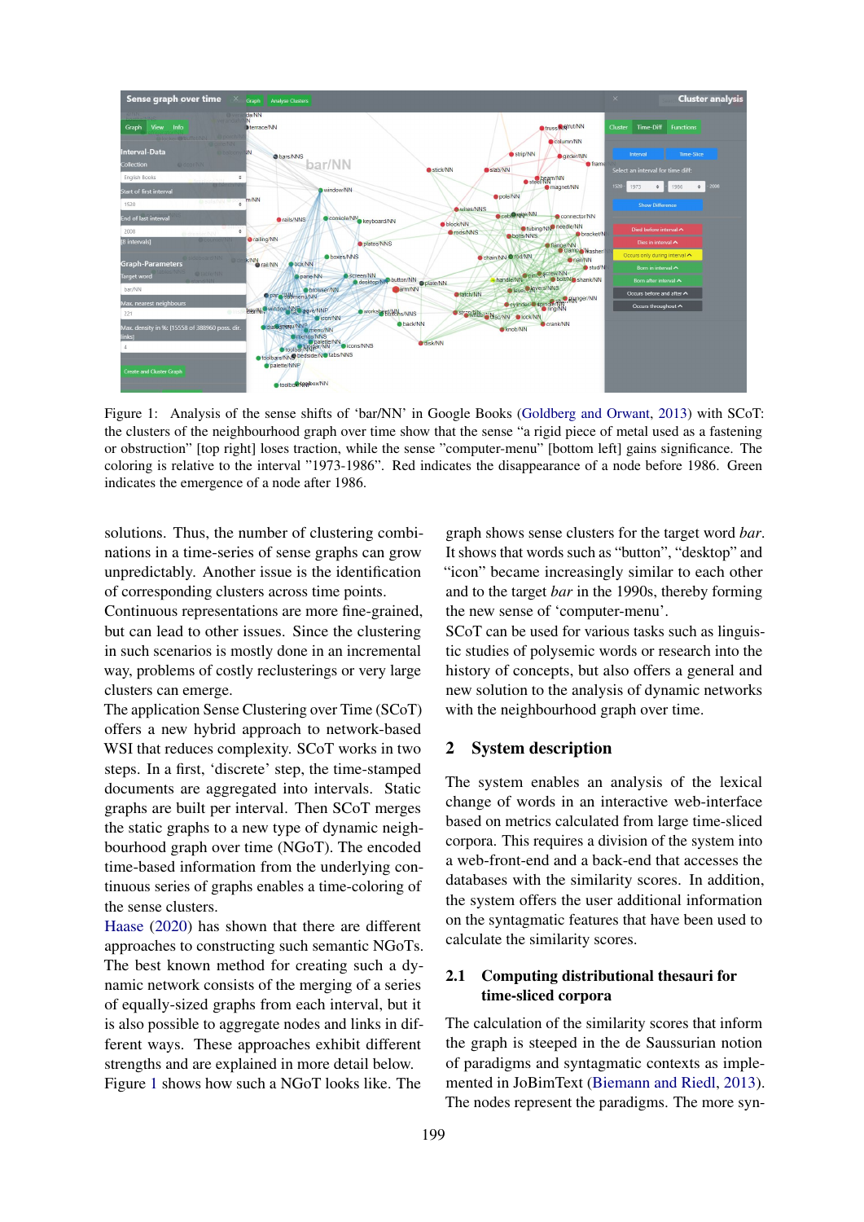Figure 1: Analysis of the sense shifts of 'bar/NN' in Google Books (Goldberg and Orwant, 2013) with SCoT: the clusters of the neighbourhood graph over time show that the sense "a rigid piece of metal used as a fastening or obstruction" [top right] loses traction, while the sense "computer-menu" [bottom left] gains significance. The coloring is relative to the interval "1973-1986". Red indicates the disappearance of a node before 1986. Green indicates the emergence of a node after 1986.

solutions. Thus, the number of clustering combinations in a time-series of sense graphs can grow unpredictably. Another issue is the identification of corresponding clusters across time points.

Continuous representations are more fine-grained, but can lead to other issues. Since the clustering in such scenarios is mostly done in an incremental way, problems of costly reclusterings or very large clusters can emerge.

The application Sense Clustering over Time (SCoT) offers a new hybrid approach to network-based WSI that reduces complexity. SCoT works in two steps. In a first, 'discrete' step, the time-stamped documents are aggregated into intervals. Static graphs are built per interval. Then SCoT merges the static graphs to a new type of dynamic neighbourhood graph over time (NGoT). The encoded time-based information from the underlying continuous series of graphs enables a time-coloring of the sense clusters.

Haase (2020) has shown that there are different approaches to constructing such semantic NGoTs. The best known method for creating such a dynamic network consists of the merging of a series of equally-sized graphs from each interval, but it is also possible to aggregate nodes and links in different ways. These approaches exhibit different strengths and are explained in more detail below.

Figure 1 shows how such a NGoT looks like. The graph shows sense clusters for the target word *bar*. It shows that words such as "button", "desktop" and "icon" became increasingly similar to each other and to the target *bar* in the 1990s, thereby forming the new sense of 'computer-menu'.

SCoT can be used for various tasks such as linguistic studies of polysemic words or research into the history of concepts, but also offers a general and new solution to the analysis of dynamic networks with the neighbourhood graph over time.

## 2 System description

The system enables an analysis of the lexical change of words in an interactive web-interface based on metrics calculated from large time-sliced corpora. This requires a division of the system into a web-front-end and a back-end that accesses the databases with the similarity scores. In addition, the system offers the user additional information on the syntagmatic features that have been used to calculate the similarity scores.

### 2.1 Computing distributional thesauri for time-sliced corpora

The calculation of the similarity scores that inform the graph is steeped in the de Saussurian notion of paradigms and syntagmatic contexts as implemented in JoBimText (Biemann and Riedl, 2013). The nodes represent the paradigms. The more syn-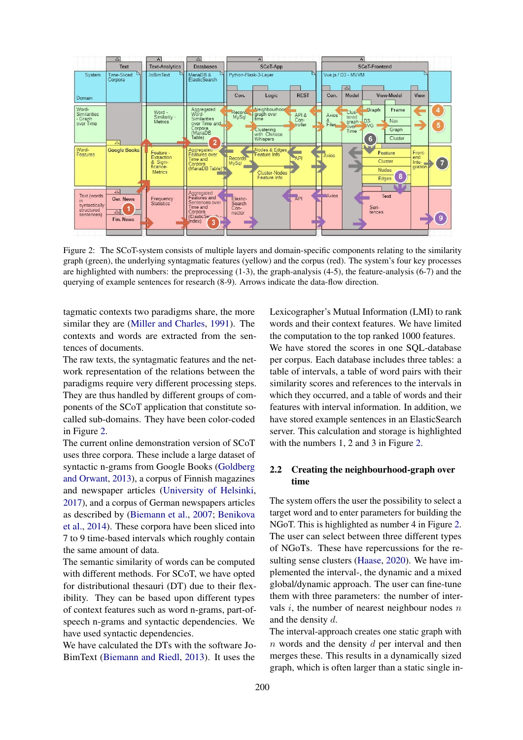Figure 2: The SCoT-system consists of multiple layers and domain-specific components relating to the similarity graph (green), the underlying syntagmatic features (yellow) and the corpus (red). The system's four key processes are highlighted with numbers: the preprocessing (1-3), the graph-analysis (4-5), the feature-analysis (6-7) and the querying of example sentences for research (8-9). Arrows indicate the data-flow direction.

tagmatic contexts two paradigms share, the more similar they are (Miller and Charles, 1991). The contexts and words are extracted from the sentences of documents.

The raw texts, the syntagmatic features and the network representation of the relations between the paradigms require very different processing steps. They are thus handled by different groups of components of the SCoT application that constitute so-called sub-domains. They have been color-coded in Figure 2.

The current online demonstration version of SCoT uses three corpora. These include a large dataset of syntactic n-grams from Google Books (Goldberg and Orwant, 2013), a corpus of Finnish magazines and newspaper articles (University of Helsinki, 2017), and a corpus of German newspapers articles as described by (Biemann et al., 2007; Benikova et al., 2014). These corpora have been sliced into 7 to 9 time-based intervals which roughly contain the same amount of data.

The semantic similarity of words can be computed with different methods. For SCoT, we have opted for distributional thesauri (DT) due to their flexibility. They can be based upon different types of context features such as word n-grams, part-of-speech n-grams and syntactic dependencies. We have used syntactic dependencies.

We have calculated the DTs with the software JoBimText (Biemann and Riedl, 2013). It uses the Lexicographer's Mutual Information (LMI) to rank words and their context features. We have limited the computation to the top ranked 1000 features. We have stored the scores in one SQL-database per corpus. Each database includes three tables: a table of intervals, a table of word pairs with their similarity scores and references to the intervals in which they occurred, and a table of words and their features with interval information. In addition, we have stored example sentences in an ElasticSearch server. This calculation and storage is highlighted with the numbers 1, 2 and 3 in Figure 2.

## 2.2 Creating the neighbourhood-graph over time

The system offers the user the possibility to select a target word and to enter parameters for building the NGoT. This is highlighted as number 4 in Figure 2. The user can select between three different types of NGoTs. These have repercussions for the resulting sense clusters (Haase, 2020). We have implemented the interval-, the dynamic and a mixed global/dynamic approach. The user can fine-tune them with three parameters: the number of intervals $i$, the number of nearest neighbour nodes $n$ and the density $d$.

The interval-approach creates one static graph with $n$ words and the density $d$ per interval and then merges these. This results in a dynamically sized graph, which is often larger than a static single in-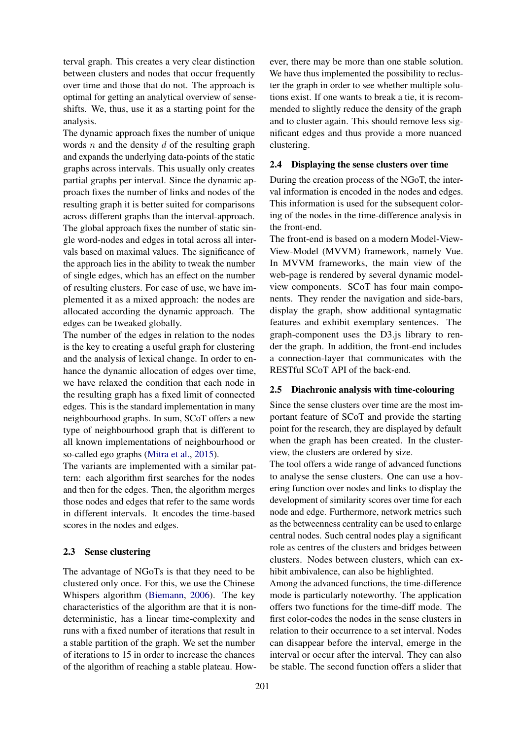terval graph. This creates a very clear distinction between clusters and nodes that occur frequently over time and those that do not. The approach is optimal for getting an analytical overview of sense-shifts. We, thus, use it as a starting point for the analysis.

The dynamic approach fixes the number of unique words $n$ and the density $d$ of the resulting graph and expands the underlying data-points of the static graphs across intervals. This usually only creates partial graphs per interval. Since the dynamic approach fixes the number of links and nodes of the resulting graph it is better suited for comparisons across different graphs than the interval-approach.

The global approach fixes the number of static single word-nodes and edges in total across all intervals based on maximal values. The significance of the approach lies in the ability to tweak the number of single edges, which has an effect on the number of resulting clusters. For ease of use, we have implemented it as a mixed approach: the nodes are allocated according the dynamic approach. The edges can be tweaked globally.

The number of the edges in relation to the nodes is the key to creating a useful graph for clustering and the analysis of lexical change. In order to enhance the dynamic allocation of edges over time, we have relaxed the condition that each node in the resulting graph has a fixed limit of connected edges. This is the standard implementation in many neighbourhood graphs. In sum, SCoT offers a new type of neighbourhood graph that is different to all known implementations of neighbourhood or so-called ego graphs (Mitra et al., 2015).

The variants are implemented with a similar pattern: each algorithm first searches for the nodes and then for the edges. Then, the algorithm merges those nodes and edges that refer to the same words in different intervals. It encodes the time-based scores in the nodes and edges.

### 2.3 Sense clustering

The advantage of NGoTs is that they need to be clustered only once. For this, we use the Chinese Whispers algorithm (Biemann, 2006). The key characteristics of the algorithm are that it is non-deterministic, has a linear time-complexity and runs with a fixed number of iterations that result in a stable partition of the graph. We set the number of iterations to 15 in order to increase the chances of the algorithm of reaching a stable plateau. However, there may be more than one stable solution. We have thus implemented the possibility to recluster the graph in order to see whether multiple solutions exist. If one wants to break a tie, it is recommended to slightly reduce the density of the graph and to cluster again. This should remove less significant edges and thus provide a more nuanced clustering.

### 2.4 Displaying the sense clusters over time

During the creation process of the NGoT, the interval information is encoded in the nodes and edges. This information is used for the subsequent coloring of the nodes in the time-difference analysis in the front-end.

The front-end is based on a modern Model-View-View-Model (MVVM) framework, namely Vue. In MVVM frameworks, the main view of the web-page is rendered by several dynamic model-view components. SCoT has four main components. They render the navigation and side-bars, display the graph, show additional syntagmatic features and exhibit exemplary sentences. The graph-component uses the D3.js library to render the graph. In addition, the front-end includes a connection-layer that communicates with the RESTful SCoT API of the back-end.

### 2.5 Diachronic analysis with time-colouring

Since the sense clusters over time are the most important feature of SCoT and provide the starting point for the research, they are displayed by default when the graph has been created. In the cluster-view, the clusters are ordered by size.

The tool offers a wide range of advanced functions to analyse the sense clusters. One can use a hovering function over nodes and links to display the development of similarity scores over time for each node and edge. Furthermore, network metrics such as the betweenness centrality can be used to enlarge central nodes. Such central nodes play a significant role as centres of the clusters and bridges between clusters. Nodes between clusters, which can exhibit ambivalence, can also be highlighted.

Among the advanced functions, the time-difference mode is particularly noteworthy. The application offers two functions for the time-diff mode. The first color-codes the nodes in the sense clusters in relation to their occurrence to a set interval. Nodes can disappear before the interval, emerge in the interval or occur after the interval. They can also be stable. The second function offers a slider that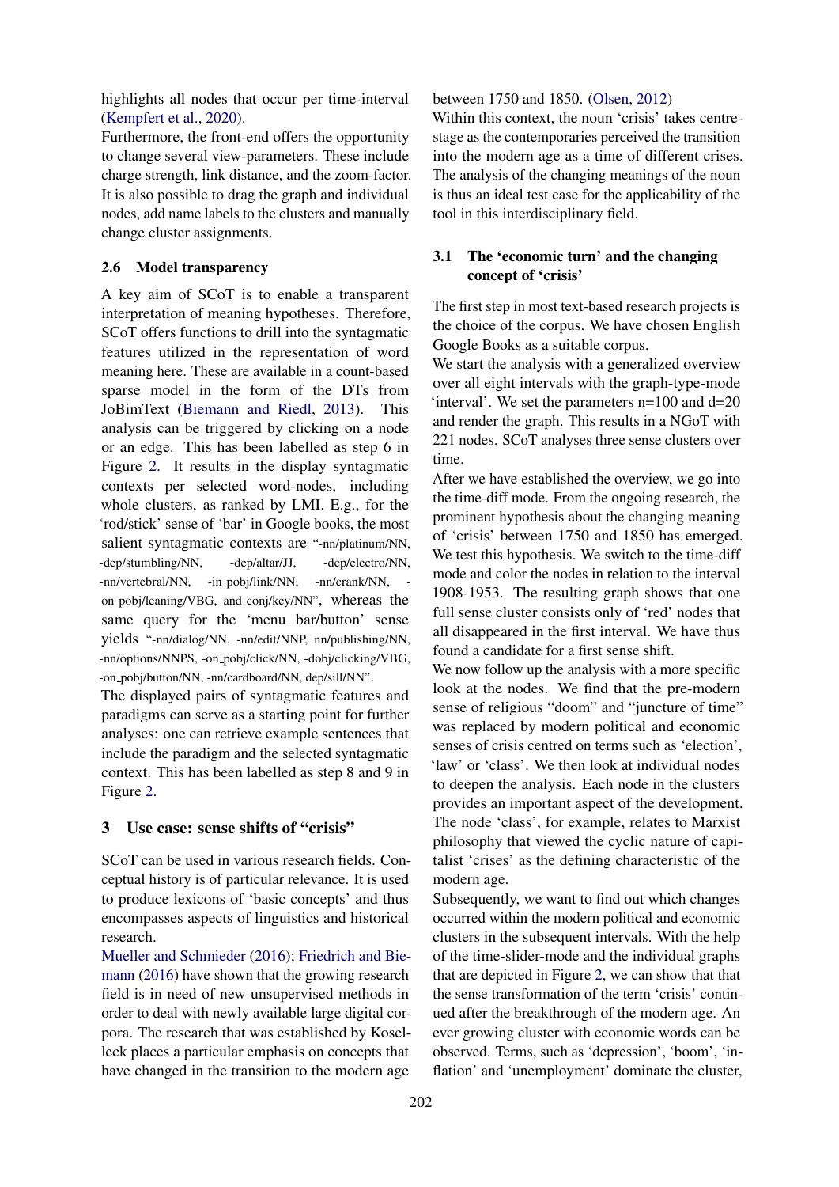highlights all nodes that occur per time-interval (Kempfert et al., 2020).

Furthermore, the front-end offers the opportunity to change several view-parameters. These include charge strength, link distance, and the zoom-factor. It is also possible to drag the graph and individual nodes, add name labels to the clusters and manually change cluster assignments.

### 2.6 Model transparency

A key aim of SCoT is to enable a transparent interpretation of meaning hypotheses. Therefore, SCoT offers functions to drill into the syntagmatic features utilized in the representation of word meaning here. These are available in a count-based sparse model in the form of the DTs from JoBimText (Biemann and Riedl, 2013). This analysis can be triggered by clicking on a node or an edge. This has been labelled as step 6 in Figure 2. It results in the display syntagmatic contexts per selected word-nodes, including whole clusters, as ranked by LMI. E.g., for the 'rod/stick' sense of 'bar' in Google books, the most salient syntagmatic contexts are "-nn/platinum/NN, -dep/stumbling/NN, -dep/altar/JJ, -dep/electro/NN, -nn/vertebral/NN, -in_pobj/link/NN, -nn/crank/NN, -on_pobj/leaning/VBG, and_conj/key/NN", whereas the same query for the 'menu bar/button' sense yields "-nn/dialog/NN, -nn/edit/NNP, nn/publishing/NN, -nn/options/NNPS, -on_pobj/click/NN, -dobj/clicking/VBG, -on_pobj/button/NN, -nn/cardboard/NN, dep/sill/NN".

The displayed pairs of syntagmatic features and paradigms can serve as a starting point for further analyses: one can retrieve example sentences that include the paradigm and the selected syntagmatic context. This has been labelled as step 8 and 9 in Figure 2.

## 3 Use case: sense shifts of "crisis"

SCoT can be used in various research fields. Conceptual history is of particular relevance. It is used to produce lexicons of 'basic concepts' and thus encompasses aspects of linguistics and historical research.

Mueller and Schmieder (2016); Friedrich and Biemann (2016) have shown that the growing research field is in need of new unsupervised methods in order to deal with newly available large digital corpora. The research that was established by Koselleck places a particular emphasis on concepts that have changed in the transition to the modern age between 1750 and 1850. (Olsen, 2012)

Within this context, the noun 'crisis' takes centre-stage as the contemporaries perceived the transition into the modern age as a time of different crises. The analysis of the changing meanings of the noun is thus an ideal test case for the applicability of the tool in this interdisciplinary field.

### 3.1 The 'economic turn' and the changing concept of 'crisis'

The first step in most text-based research projects is the choice of the corpus. We have chosen English Google Books as a suitable corpus.

We start the analysis with a generalized overview over all eight intervals with the graph-type-mode 'interval'. We set the parameters n=100 and d=20 and render the graph. This results in a NGoT with 221 nodes. SCoT analyses three sense clusters over time.

After we have established the overview, we go into the time-diff mode. From the ongoing research, the prominent hypothesis about the changing meaning of 'crisis' between 1750 and 1850 has emerged. We test this hypothesis. We switch to the time-diff mode and color the nodes in relation to the interval 1908-1953. The resulting graph shows that one full sense cluster consists only of 'red' nodes that all disappeared in the first interval. We have thus found a candidate for a first sense shift.

We now follow up the analysis with a more specific look at the nodes. We find that the pre-modern sense of religious "doom" and "juncture of time" was replaced by modern political and economic senses of crisis centred on terms such as 'election', 'law' or 'class'. We then look at individual nodes to deepen the analysis. Each node in the clusters provides an important aspect of the development. The node 'class', for example, relates to Marxist philosophy that viewed the cyclic nature of capitalist 'crises' as the defining characteristic of the modern age.

Subsequently, we want to find out which changes occurred within the modern political and economic clusters in the subsequent intervals. With the help of the time-slider-mode and the individual graphs that are depicted in Figure 2, we can show that that the sense transformation of the term 'crisis' continued after the breakthrough of the modern age. An ever growing cluster with economic words can be observed. Terms, such as 'depression', 'boom', 'inflation' and 'unemployment' dominate the cluster,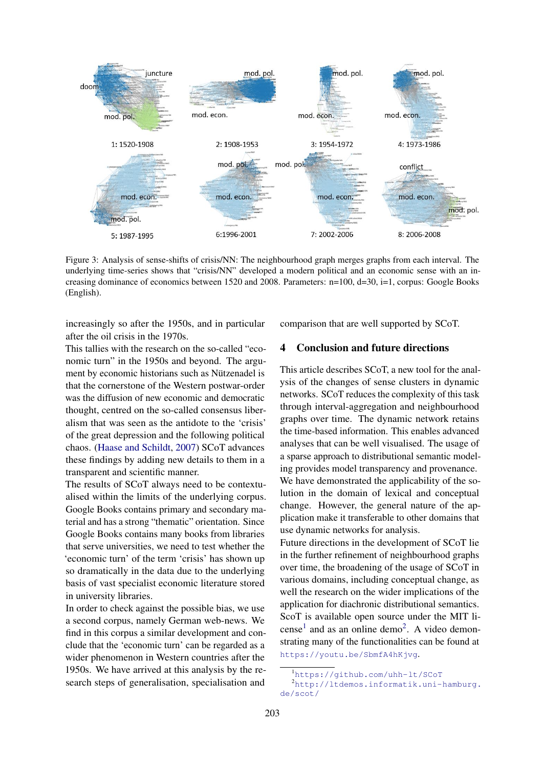Figure 3: Analysis of sense-shifts of crisis/NN: The neighbourhood graph merges graphs from each interval. The underlying time-series shows that "crisis/NN" developed a modern political and an economic sense with an increasing dominance of economics between 1520 and 2008. Parameters: n=100, d=30, i=1, corpus: Google Books (English).

increasingly so after the 1950s, and in particular after the oil crisis in the 1970s.

This tallies with the research on the so-called "economic turn" in the 1950s and beyond. The argument by economic historians such as Nützenadel is that the cornerstone of the Western postwar-order was the diffusion of new economic and democratic thought, centred on the so-called consensus liberalism that was seen as the antidote to the 'crisis' of the great depression and the following political chaos. (Haase and Schildt, 2007) SCoT advances these findings by adding new details to them in a transparent and scientific manner.

The results of SCoT always need to be contextualised within the limits of the underlying corpus. Google Books contains primary and secondary material and has a strong "thematic" orientation. Since Google Books contains many books from libraries that serve universities, we need to test whether the 'economic turn' of the term 'crisis' has shown up so dramatically in the data due to the underlying basis of vast specialist economic literature stored in university libraries.

In order to check against the possible bias, we use a second corpus, namely German web-news. We find in this corpus a similar development and conclude that the 'economic turn' can be regarded as a wider phenomenon in Western countries after the 1950s. We have arrived at this analysis by the research steps of generalisation, specialisation and comparison that are well supported by SCoT.

## 4 Conclusion and future directions

This article describes SCoT, a new tool for the analysis of the changes of sense clusters in dynamic networks. SCoT reduces the complexity of this task through interval-aggregation and neighbourhood graphs over time. The dynamic network retains the time-based information. This enables advanced analyses that can be well visualised. The usage of a sparse approach to distributional semantic modeling provides model transparency and provenance. We have demonstrated the applicability of the solution in the domain of lexical and conceptual change. However, the general nature of the application make it transferable to other domains that use dynamic networks for analysis.

Future directions in the development of SCoT lie in the further refinement of neighbourhood graphs over time, the broadening of the usage of SCoT in various domains, including conceptual change, as well the research on the wider implications of the application for diachronic distributional semantics. ScoT is available open source under the MIT license[1] and as an online demo[2]. A video demonstrating many of the functionalities can be found at https://youtu.be/SbmfA4hKjvg.

[1] https://github.com/uhh-lt/SCoT

[2] http://ltdemos.informatik.uni-hamburg.de/scot/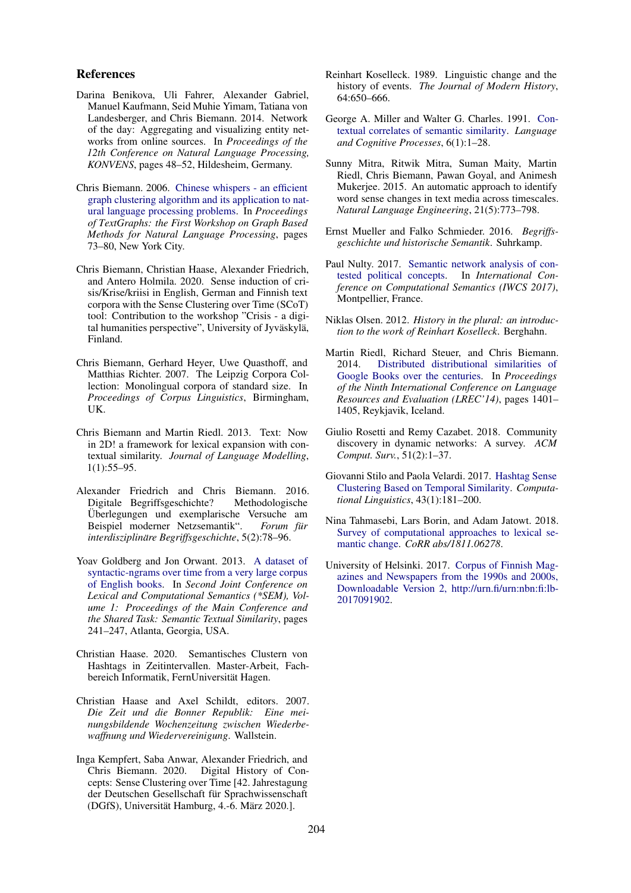## References

Darina Benikova, Uli Fahrer, Alexander Gabriel, Manuel Kaufmann, Seid Muhie Yimam, Tatiana von Landesberger, and Chris Biemann. 2014. Network of the day: Aggregating and visualizing entity networks from online sources. In *Proceedings of the 12th Conference on Natural Language Processing, KONVENS*, pages 48–52, Hildesheim, Germany.

Chris Biemann. 2006. Chinese whispers - an efficient graph clustering algorithm and its application to natural language processing problems. In *Proceedings of TextGraphs: the First Workshop on Graph Based Methods for Natural Language Processing*, pages 73–80, New York City.

Chris Biemann, Christian Haase, Alexander Friedrich, and Antero Holmila. 2020. Sense induction of crisis/Krise/kriisi in English, German and Finnish text corpora with the Sense Clustering over Time (SCoT) tool: Contribution to the workshop "Crisis - a digital humanities perspective", University of Jyväskylä, Finland.

Chris Biemann, Gerhard Heyer, Uwe Quasthoff, and Matthias Richter. 2007. The Leipzig Corpora Collection: Monolingual corpora of standard size. In *Proceedings of Corpus Linguistics*, Birmingham, UK.

Chris Biemann and Martin Riedl. 2013. Text: Now in 2D! a framework for lexical expansion with contextual similarity. *Journal of Language Modelling*, 1(1):55–95.

Alexander Friedrich and Chris Biemann. 2016. Digitale Begriffsgeschichte? Methodologische Überlegungen und exemplarische Versuche am Beispiel moderner Netzsemantik". *Forum für interdisziplinäre Begriffsgeschichte*, 5(2):78–96.

Yoav Goldberg and Jon Orwant. 2013. A dataset of syntactic-ngrams over time from a very large corpus of English books. In *Second Joint Conference on Lexical and Computational Semantics (*SEM), Volume 1: Proceedings of the Main Conference and the Shared Task: Semantic Textual Similarity*, pages 241–247, Atlanta, Georgia, USA.

Christian Haase. 2020. Semantisches Clustern von Hashtags in Zeitintervallen. Master-Arbeit, Fachbereich Informatik, FernUniversität Hagen.

Christian Haase and Axel Schildt, editors. 2007. *Die Zeit und die Bonner Republik: Eine meinungsbildende Wochenzeitung zwischen Wiederbewaffnung und Wiedervereinigung*. Wallstein.

Inga Kempfert, Saba Anwar, Alexander Friedrich, and Chris Biemann. 2020. Digital History of Concepts: Sense Clustering over Time [42. Jahrestagung der Deutschen Gesellschaft für Sprachwissenschaft (DGfS), Universität Hamburg, 4.-6. März 2020.].

Reinhart Koselleck. 1989. Linguistic change and the history of events. *The Journal of Modern History*, 64:650–666.

George A. Miller and Walter G. Charles. 1991. Contextual correlates of semantic similarity. *Language and Cognitive Processes*, 6(1):1–28.

Sunny Mitra, Ritwik Mitra, Suman Maity, Martin Riedl, Chris Biemann, Pawan Goyal, and Animesh Mukerjee. 2015. An automatic approach to identify word sense changes in text media across timescales. *Natural Language Engineering*, 21(5):773–798.

Ernst Mueller and Falko Schmieder. 2016. *Begriffsgeschichte und historische Semantik*. Suhrkamp.

Paul Nulty. 2017. Semantic network analysis of contested political concepts. In *International Conference on Computational Semantics (IWCS 2017)*, Montpellier, France.

Niklas Olsen. 2012. *History in the plural: an introduction to the work of Reinhart Koselleck*. Berghahn.

Martin Riedl, Richard Steuer, and Chris Biemann. 2014. Distributed distributional similarities of Google Books over the centuries. In *Proceedings of the Ninth International Conference on Language Resources and Evaluation (LREC'14)*, pages 1401–1405, Reykjavik, Iceland.

Giulio Rosetti and Remy Cazabet. 2018. Community discovery in dynamic networks: A survey. *ACM Comput. Surv.*, 51(2):1–37.

Giovanni Stilo and Paola Velardi. 2017. Hashtag Sense Clustering Based on Temporal Similarity. *Computational Linguistics*, 43(1):181–200.

Nina Tahmasebi, Lars Borin, and Adam Jatowt. 2018. Survey of computational approaches to lexical semantic change. *CoRR abs/1811.06278*.

University of Helsinki. 2017. Corpus of Finnish Magazines and Newspapers from the 1990s and 2000s, Downloadable Version 2, http://urn.fi/urn:nbn:fi:lb-2017091902.